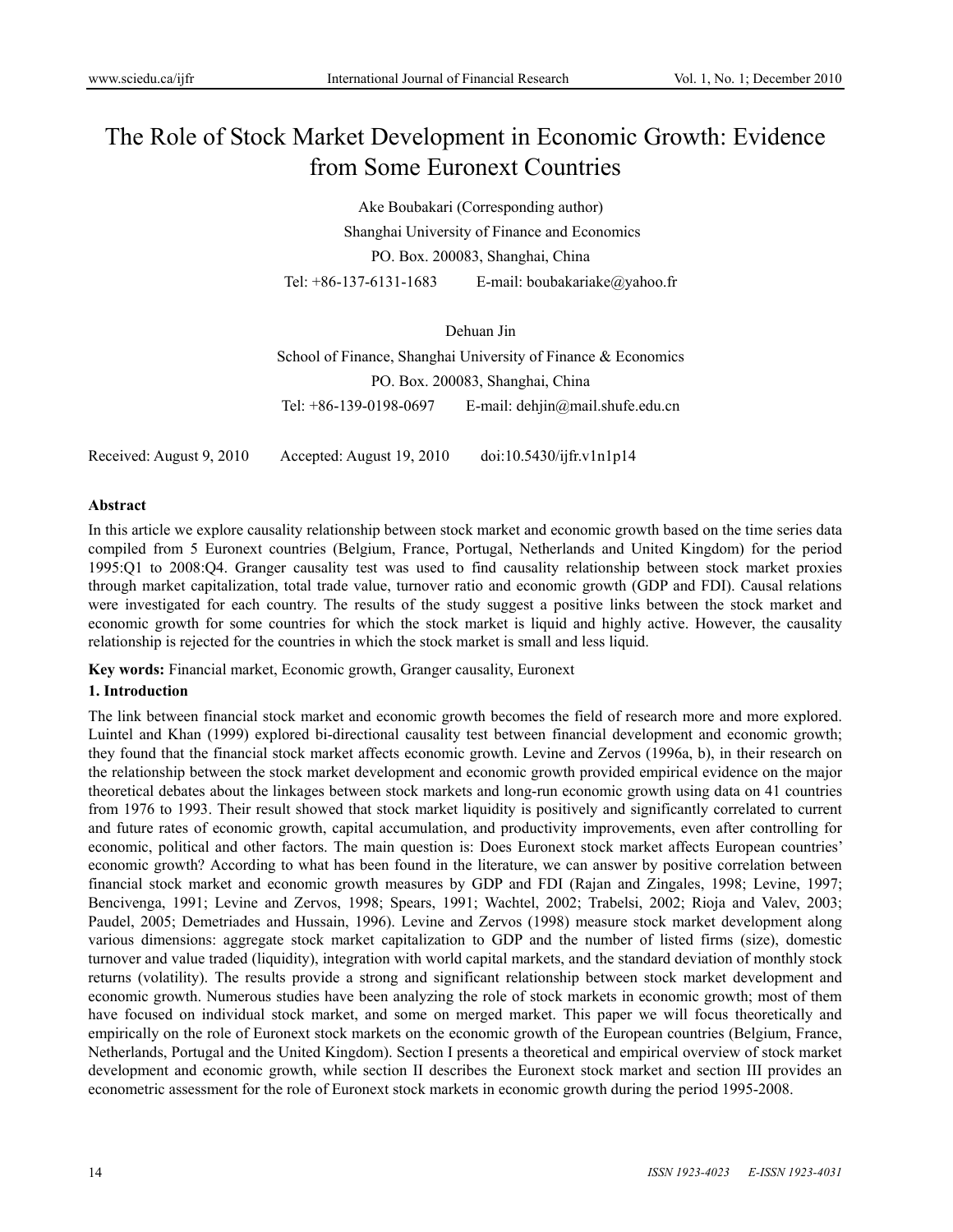# The Role of Stock Market Development in Economic Growth: Evidence from Some Euronext Countries

Ake Boubakari (Corresponding author)

Shanghai University of Finance and Economics

PO. Box. 200083, Shanghai, China

Tel: +86-137-6131-1683 E-mail: boubakariake@yahoo.fr

Dehuan Jin

School of Finance, Shanghai University of Finance & Economics

PO. Box. 200083, Shanghai, China

Tel: +86-139-0198-0697 E-mail: dehjin@mail.shufe.edu.cn

Received: August 9, 2010 Accepted: August 19, 2010 doi:10.5430/ijfr.v1n1p14

## Abstract

In this article we explore causality relationship between stock market and economic growth based on the time series data compiled from 5 Euronext countries (Belgium, France, Portugal, Netherlands and United Kingdom) for the period 1995:Q1 to 2008:Q4. Granger causality test was used to find causality relationship between stock market proxies through market capitalization, total trade value, turnover ratio and economic growth (GDP and FDI). Causal relations were investigated for each country. The results of the study suggest a positive links between the stock market and economic growth for some countries for which the stock market is liquid and highly active. However, the causality relationship is rejected for the countries in which the stock market is small and less liquid.

**Key words:** Financial market, Economic growth, Granger causality, Euronext

## 1. Introduction

The link between financial stock market and economic growth becomes the field of research more and more explored. Luintel and Khan (1999) explored bi-directional causality test between financial development and economic growth; they found that the financial stock market affects economic growth. Levine and Zervos (1996a, b), in their research on the relationship between the stock market development and economic growth provided empirical evidence on the major theoretical debates about the linkages between stock markets and long-run economic growth using data on 41 countries from 1976 to 1993. Their result showed that stock market liquidity is positively and significantly correlated to current and future rates of economic growth, capital accumulation, and productivity improvements, even after controlling for economic, political and other factors. The main question is: Does Euronext stock market affects European countries' economic growth? According to what has been found in the literature, we can answer by positive correlation between financial stock market and economic growth measures by GDP and FDI (Rajan and Zingales, 1998; Levine, 1997; Bencivenga, 1991; Levine and Zervos, 1998; Spears, 1991; Wachtel, 2002; Trabelsi, 2002; Rioja and Valev, 2003; Paudel, 2005; Demetriades and Hussain, 1996). Levine and Zervos (1998) measure stock market development along various dimensions: aggregate stock market capitalization to GDP and the number of listed firms (size), domestic turnover and value traded (liquidity), integration with world capital markets, and the standard deviation of monthly stock returns (volatility). The results provide a strong and significant relationship between stock market development and economic growth. Numerous studies have been analyzing the role of stock markets in economic growth; most of them have focused on individual stock market, and some on merged market. This paper we will focus theoretically and empirically on the role of Euronext stock markets on the economic growth of the European countries (Belgium, France, Netherlands, Portugal and the United Kingdom). Section I presents a theoretical and empirical overview of stock market development and economic growth, while section II describes the Euronext stock market and section III provides an econometric assessment for the role of Euronext stock markets in economic growth during the period 1995-2008.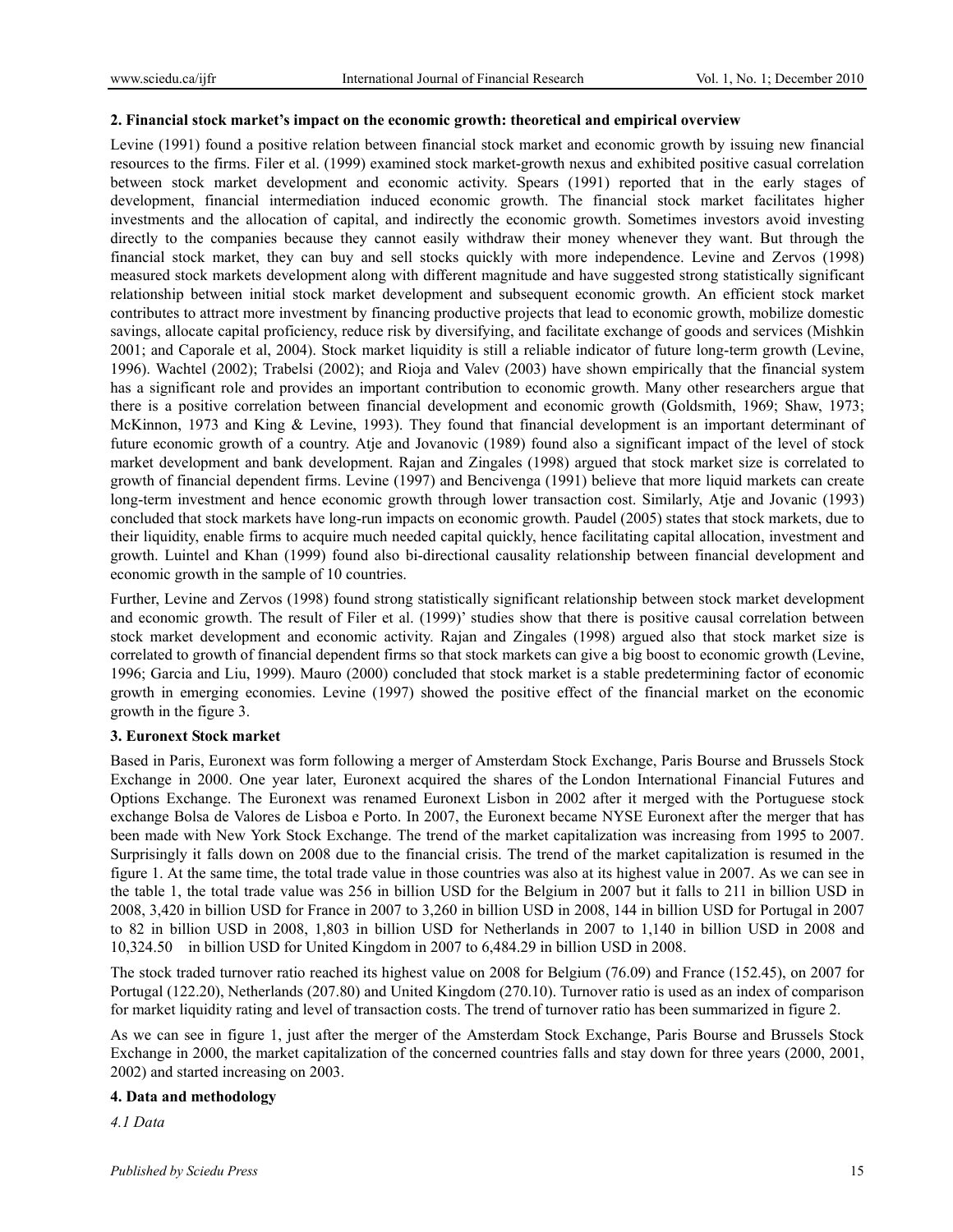**2. Financial stock market's impact on the economic growth: theoretical and empirical overview**

Levine (1991) found a positive relation between financial stock market and economic growth by issuing new financial resources to the firms. Filer et al. (1999) examined stock market-growth nexus and exhibited positive casual correlation between stock market development and economic activity. Spears (1991) reported that in the early stages of development, financial intermediation induced economic growth. The financial stock market facilitates higher investments and the allocation of capital, and indirectly the economic growth. Sometimes investors avoid investing directly to the companies because they cannot easily withdraw their money whenever they want. But through the financial stock market, they can buy and sell stocks quickly with more independence. Levine and Zervos (1998) measured stock markets development along with different magnitude and have suggested strong statistically significant relationship between initial stock market development and subsequent economic growth. An efficient stock market contributes to attract more investment by financing productive projects that lead to economic growth, mobilize domestic savings, allocate capital proficiency, reduce risk by diversifying, and facilitate exchange of goods and services (Mishkin 2001; and Caporale et al, 2004). Stock market liquidity is still a reliable indicator of future long-term growth (Levine, 1996). Wachtel (2002); Trabelsi (2002); and Rioja and Valev (2003) have shown empirically that the financial system has a significant role and provides an important contribution to economic growth. Many other researchers argue that there is a positive correlation between financial development and economic growth (Goldsmith, 1969; Shaw, 1973; McKinnon, 1973 and King & Levine, 1993). They found that financial development is an important determinant of future economic growth of a country. Atje and Jovanovic (1989) found also a significant impact of the level of stock market development and bank development. Rajan and Zingales (1998) argued that stock market size is correlated to growth of financial dependent firms. Levine (1997) and Bencivenga (1991) believe that more liquid markets can create long-term investment and hence economic growth through lower transaction cost. Similarly, Atje and Jovanic (1993) concluded that stock markets have long-run impacts on economic growth. Paudel (2005) states that stock markets, due to their liquidity, enable firms to acquire much needed capital quickly, hence facilitating capital allocation, investment and growth. Luintel and Khan (1999) found also bi-directional causality relationship between financial development and economic growth in the sample of 10 countries.

Further, Levine and Zervos (1998) found strong statistically significant relationship between stock market development and economic growth. The result of Filer et al. (1999)' studies show that there is positive causal correlation between stock market development and economic activity. Rajan and Zingales (1998) argued also that stock market size is correlated to growth of financial dependent firms so that stock markets can give a big boost to economic growth (Levine, 1996; Garcia and Liu, 1999). Mauro (2000) concluded that stock market is a stable predetermining factor of economic growth in emerging economies. Levine (1997) showed the positive effect of the financial market on the economic growth in the figure 3.

**3. Euronext Stock market**

Based in Paris, Euronext was form following a merger of Amsterdam Stock Exchange, Paris Bourse and Brussels Stock Exchange in 2000. One year later, Euronext acquired the shares of the London International Financial Futures and Options Exchange. The Euronext was renamed Euronext Lisbon in 2002 after it merged with the Portuguese stock exchange Bolsa de Valores de Lisboa e Porto. In 2007, the Euronext became NYSE Euronext after the merger that has been made with New York Stock Exchange. The trend of the market capitalization was increasing from 1995 to 2007. Surprisingly it falls down on 2008 due to the financial crisis. The trend of the market capitalization is resumed in the figure 1. At the same time, the total trade value in those countries was also at its highest value in 2007. As we can see in the table 1, the total trade value was 256 in billion USD for the Belgium in 2007 but it falls to 211 in billion USD in 2008, 3,420 in billion USD for France in 2007 to 3,260 in billion USD in 2008, 144 in billion USD for Portugal in 2007 to 82 in billion USD in 2008, 1,803 in billion USD for Netherlands in 2007 to 1,140 in billion USD in 2008 and 10,324.50 in billion USD for United Kingdom in 2007 to 6,484.29 in billion USD in 2008.

The stock traded turnover ratio reached its highest value on 2008 for Belgium (76.09) and France (152.45), on 2007 for Portugal (122.20), Netherlands (207.80) and United Kingdom (270.10). Turnover ratio is used as an index of comparison for market liquidity rating and level of transaction costs. The trend of turnover ratio has been summarized in figure 2.

As we can see in figure 1, just after the merger of the Amsterdam Stock Exchange, Paris Bourse and Brussels Stock Exchange in 2000, the market capitalization of the concerned countries falls and stay down for three years (2000, 2001, 2002) and started increasing on 2003.

**4. Data and methodology**

*4.1 Data*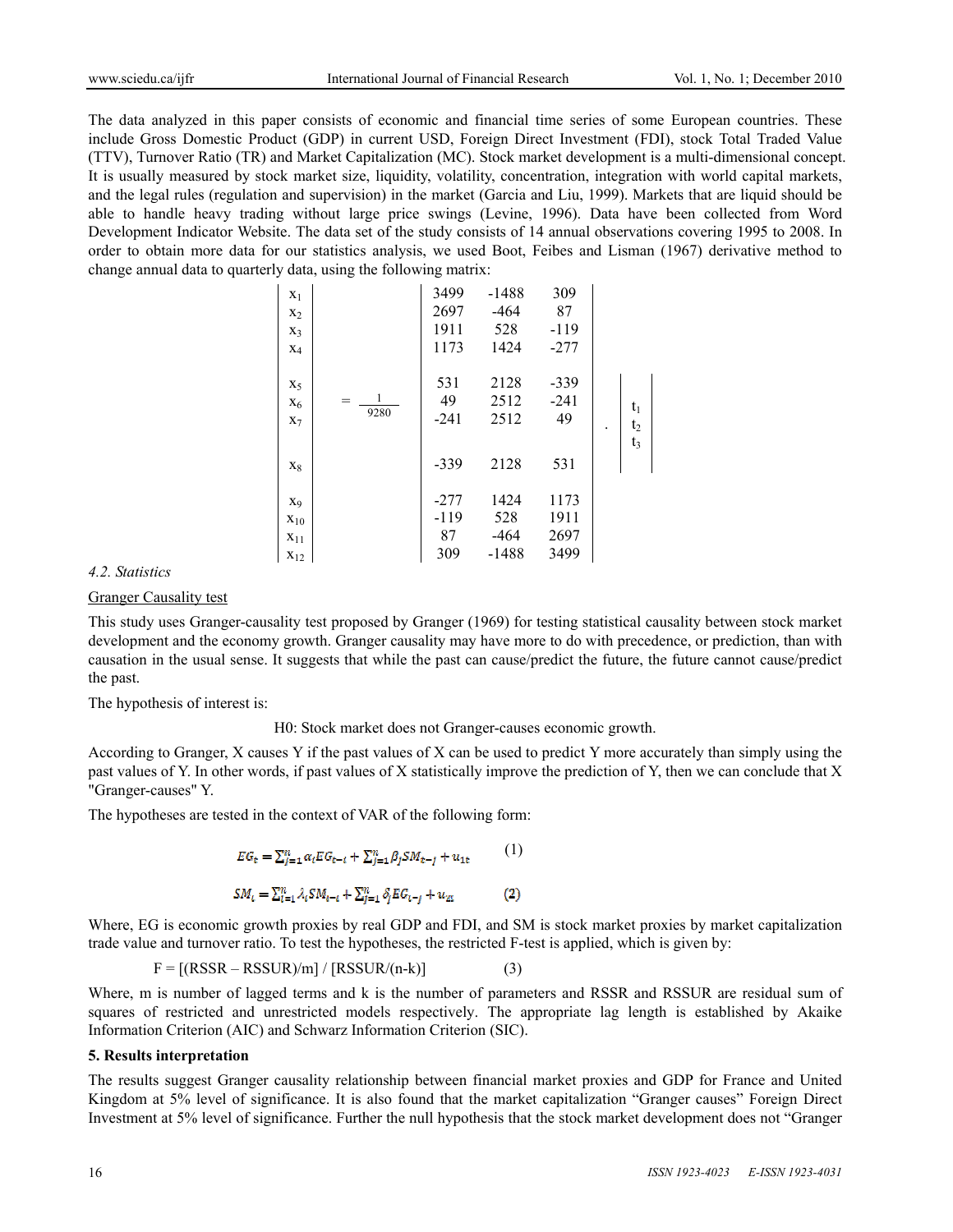The data analyzed in this paper consists of economic and financial time series of some European countries. These include Gross Domestic Product (GDP) in current USD, Foreign Direct Investment (FDI), stock Total Traded Value (TTV), Turnover Ratio (TR) and Market Capitalization (MC). Stock market development is a multi-dimensional concept. It is usually measured by stock market size, liquidity, volatility, concentration, integration with world capital markets, and the legal rules (regulation and supervision) in the market (Garcia and Liu, 1999). Markets that are liquid should be able to handle heavy trading without large price swings (Levine, 1996). Data have been collected from Word Development Indicator Website. The data set of the study consists of 14 annual observations covering 1995 to 2008. In order to obtain more data for our statistics analysis, we used Boot, Feibes and Lisman (1967) derivative method to change annual data to quarterly data, using the following matrix:

$$
\begin{vmatrix} x_1 \\ x_2 \\ x_3 \\ x_4 \\ x_5 \\ x_6 \\ x_7 \\ x_8 \\ x_9 \\ x_{10} \\ x_{11} \\ x_{12} \end{vmatrix} = \frac{1}{9280} \begin{vmatrix} 3499 & -1488 & 309 \\ 2697 & -464 & 87 \\ 1911 & 528 & -119 \\ 1173 & 1424 & -277 \\ 531 & 2128 & -339 \\ 49 & 2512 & -241 \\ -241 & 2512 & 49 \\ -339 & 2128 & 531 \\ -277 & 1424 & 1173 \\ -119 & 528 & 1911 \\ 87 & -464 & 2697 \\ 309 & -1488 & 3499 \end{vmatrix} \cdot \begin{vmatrix} t_1 \\ t_2 \\ t_3 \end{vmatrix}
$$

### 4.2. Statistics

Granger Causality test

This study uses Granger-causality test proposed by Granger (1969) for testing statistical causality between stock market development and the economy growth. Granger causality may have more to do with precedence, or prediction, than with causation in the usual sense. It suggests that while the past can cause/predict the future, the future cannot cause/predict the past.

The hypothesis of interest is:

H0: Stock market does not Granger-causes economic growth.

According to Granger, X causes Y if the past values of X can be used to predict Y more accurately than simply using the past values of Y. In other words, if past values of X statistically improve the prediction of Y, then we can conclude that X "Granger-causes" Y.

The hypotheses are tested in the context of VAR of the following form:

$$EG_t = \sum_{i=1}^{n} \alpha_i EG_{t-i} + \sum_{j=1}^{n} \beta_j SM_{t-j} + u_{1t} \qquad (1)$$

$$SM_t = \sum_{i=1}^{n} \lambda_i SM_{t-i} + \sum_{j=1}^{n} \delta_j EG_{t-j} + u_{2t} \qquad (2)$$

Where, EG is economic growth proxies by real GDP and FDI, and SM is stock market proxies by market capitalization trade value and turnover ratio. To test the hypotheses, the restricted F-test is applied, which is given by:

$$F = [(RSSR - RSSUR)/m] / [RSSUR/(n-k)] \qquad (3)$$

Where, m is number of lagged terms and k is the number of parameters and RSSR and RSSUR are residual sum of squares of restricted and unrestricted models respectively. The appropriate lag length is established by Akaike Information Criterion (AIC) and Schwarz Information Criterion (SIC).

## 5. Results interpretation

The results suggest Granger causality relationship between financial market proxies and GDP for France and United Kingdom at 5% level of significance. It is also found that the market capitalization "Granger causes" Foreign Direct Investment at 5% level of significance. Further the null hypothesis that the stock market development does not "Granger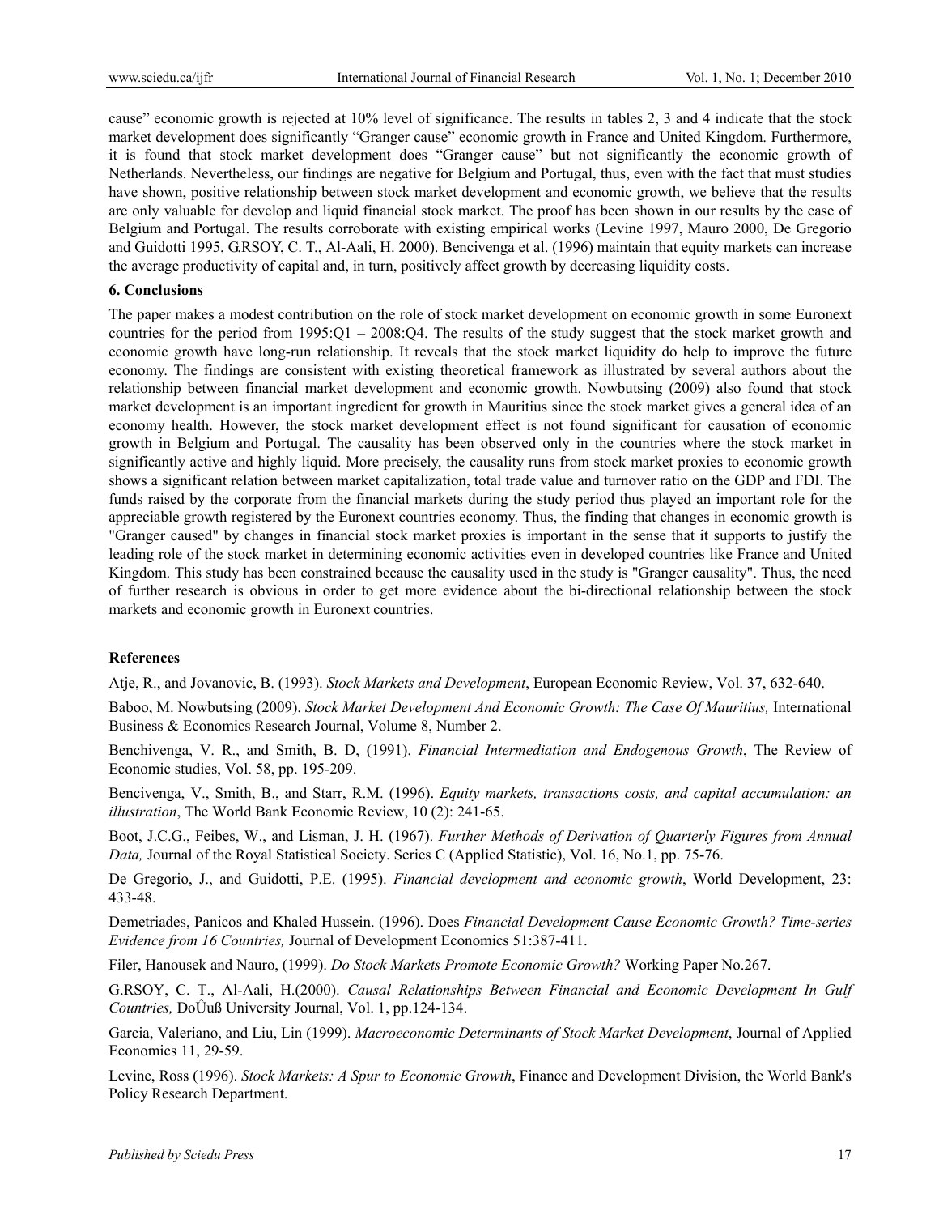cause" economic growth is rejected at 10% level of significance. The results in tables 2, 3 and 4 indicate that the stock market development does significantly "Granger cause" economic growth in France and United Kingdom. Furthermore, it is found that stock market development does "Granger cause" but not significantly the economic growth of Netherlands. Nevertheless, our findings are negative for Belgium and Portugal, thus, even with the fact that must studies have shown, positive relationship between stock market development and economic growth, we believe that the results are only valuable for develop and liquid financial stock market. The proof has been shown in our results by the case of Belgium and Portugal. The results corroborate with existing empirical works (Levine 1997, Mauro 2000, De Gregorio and Guidotti 1995, G.RSOY, C. T., Al-Aali, H. 2000). Bencivenga et al. (1996) maintain that equity markets can increase the average productivity of capital and, in turn, positively affect growth by decreasing liquidity costs.

## 6. Conclusions

The paper makes a modest contribution on the role of stock market development on economic growth in some Euronext countries for the period from 1995:Q1 – 2008:Q4. The results of the study suggest that the stock market growth and economic growth have long-run relationship. It reveals that the stock market liquidity do help to improve the future economy. The findings are consistent with existing theoretical framework as illustrated by several authors about the relationship between financial market development and economic growth. Nowbutsing (2009) also found that stock market development is an important ingredient for growth in Mauritius since the stock market gives a general idea of an economy health. However, the stock market development effect is not found significant for causation of economic growth in Belgium and Portugal. The causality has been observed only in the countries where the stock market in significantly active and highly liquid. More precisely, the causality runs from stock market proxies to economic growth shows a significant relation between market capitalization, total trade value and turnover ratio on the GDP and FDI. The funds raised by the corporate from the financial markets during the study period thus played an important role for the appreciable growth registered by the Euronext countries economy. Thus, the finding that changes in economic growth is "Granger caused" by changes in financial stock market proxies is important in the sense that it supports to justify the leading role of the stock market in determining economic activities even in developed countries like France and United Kingdom. This study has been constrained because the causality used in the study is "Granger causality". Thus, the need of further research is obvious in order to get more evidence about the bi-directional relationship between the stock markets and economic growth in Euronext countries.

## References

Atje, R., and Jovanovic, B. (1993). *Stock Markets and Development*, European Economic Review, Vol. 37, 632-640.

Baboo, M. Nowbutsing (2009). *Stock Market Development And Economic Growth: The Case Of Mauritius,* International Business & Economics Research Journal, Volume 8, Number 2.

Benchivenga, V. R., and Smith, B. D, (1991). *Financial Intermediation and Endogenous Growth*, The Review of Economic studies, Vol. 58, pp. 195-209.

Bencivenga, V., Smith, B., and Starr, R.M. (1996). *Equity markets, transactions costs, and capital accumulation: an illustration*, The World Bank Economic Review, 10 (2): 241-65.

Boot, J.C.G., Feibes, W., and Lisman, J. H. (1967). *Further Methods of Derivation of Quarterly Figures from Annual Data,* Journal of the Royal Statistical Society. Series C (Applied Statistic), Vol. 16, No.1, pp. 75-76.

De Gregorio, J., and Guidotti, P.E. (1995). *Financial development and economic growth*, World Development, 23: 433-48.

Demetriades, Panicos and Khaled Hussein. (1996). Does *Financial Development Cause Economic Growth? Time-series Evidence from 16 Countries,* Journal of Development Economics 51:387-411.

Filer, Hanousek and Nauro, (1999). *Do Stock Markets Promote Economic Growth?* Working Paper No.267.

G.RSOY, C. T., Al-Aali, H.(2000). *Causal Relationships Between Financial and Economic Development In Gulf Countries,* DoÛuß University Journal, Vol. 1, pp.124-134.

Garcia, Valeriano, and Liu, Lin (1999). *Macroeconomic Determinants of Stock Market Development*, Journal of Applied Economics 11, 29-59.

Levine, Ross (1996). *Stock Markets: A Spur to Economic Growth*, Finance and Development Division, the World Bank's Policy Research Department.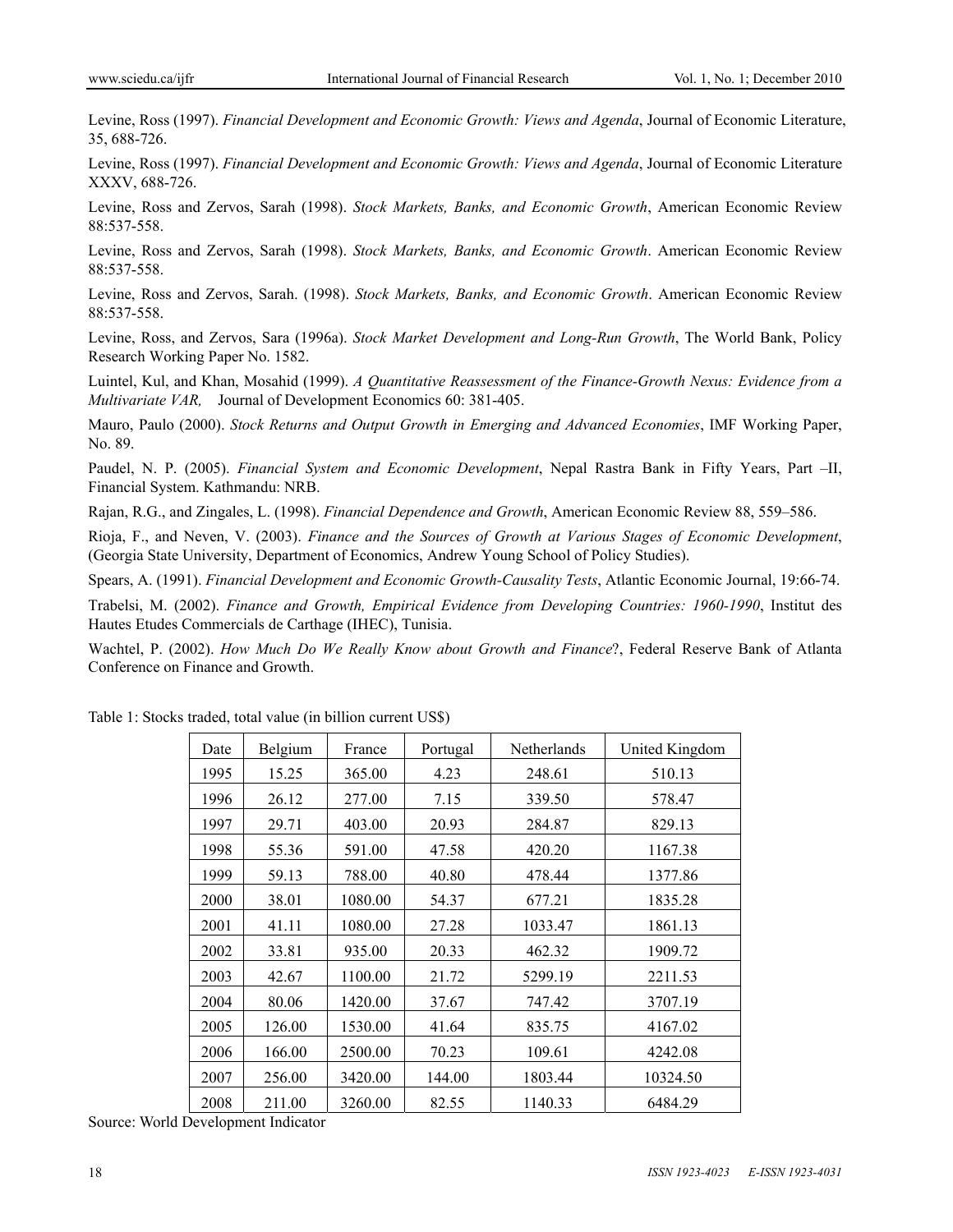Levine, Ross (1997). *Financial Development and Economic Growth: Views and Agenda*, Journal of Economic Literature, 35, 688-726.

Levine, Ross (1997). *Financial Development and Economic Growth: Views and Agenda*, Journal of Economic Literature XXXV, 688-726.

Levine, Ross and Zervos, Sarah (1998). *Stock Markets, Banks, and Economic Growth*, American Economic Review 88:537-558.

Levine, Ross and Zervos, Sarah (1998). *Stock Markets, Banks, and Economic Growth*. American Economic Review 88:537-558.

Levine, Ross and Zervos, Sarah. (1998). *Stock Markets, Banks, and Economic Growth*. American Economic Review 88:537-558.

Levine, Ross, and Zervos, Sara (1996a). *Stock Market Development and Long-Run Growth*, The World Bank, Policy Research Working Paper No. 1582.

Luintel, Kul, and Khan, Mosahid (1999). *A Quantitative Reassessment of the Finance-Growth Nexus: Evidence from a Multivariate VAR,* Journal of Development Economics 60: 381-405.

Mauro, Paulo (2000). *Stock Returns and Output Growth in Emerging and Advanced Economies*, IMF Working Paper, No. 89.

Paudel, N. P. (2005). *Financial System and Economic Development*, Nepal Rastra Bank in Fifty Years, Part –II, Financial System. Kathmandu: NRB.

Rajan, R.G., and Zingales, L. (1998). *Financial Dependence and Growth*, American Economic Review 88, 559–586.

Rioja, F., and Neven, V. (2003). *Finance and the Sources of Growth at Various Stages of Economic Development*, (Georgia State University, Department of Economics, Andrew Young School of Policy Studies).

Spears, A. (1991). *Financial Development and Economic Growth-Causality Tests*, Atlantic Economic Journal, 19:66-74.

Trabelsi, M. (2002). *Finance and Growth, Empirical Evidence from Developing Countries: 1960-1990*, Institut des Hautes Etudes Commercials de Carthage (IHEC), Tunisia.

Wachtel, P. (2002). *How Much Do We Really Know about Growth and Finance*?, Federal Reserve Bank of Atlanta Conference on Finance and Growth.

Table 1: Stocks traded, total value (in billion current US$)

| Date | Belgium | France | Portugal | Netherlands | United Kingdom |
|---|---|---|---|---|---|
| 1995 | 15.25 | 365.00 | 4.23 | 248.61 | 510.13 |
| 1996 | 26.12 | 277.00 | 7.15 | 339.50 | 578.47 |
| 1997 | 29.71 | 403.00 | 20.93 | 284.87 | 829.13 |
| 1998 | 55.36 | 591.00 | 47.58 | 420.20 | 1167.38 |
| 1999 | 59.13 | 788.00 | 40.80 | 478.44 | 1377.86 |
| 2000 | 38.01 | 1080.00 | 54.37 | 677.21 | 1835.28 |
| 2001 | 41.11 | 1080.00 | 27.28 | 1033.47 | 1861.13 |
| 2002 | 33.81 | 935.00 | 20.33 | 462.32 | 1909.72 |
| 2003 | 42.67 | 1100.00 | 21.72 | 5299.19 | 2211.53 |
| 2004 | 80.06 | 1420.00 | 37.67 | 747.42 | 3707.19 |
| 2005 | 126.00 | 1530.00 | 41.64 | 835.75 | 4167.02 |
| 2006 | 166.00 | 2500.00 | 70.23 | 109.61 | 4242.08 |
| 2007 | 256.00 | 3420.00 | 144.00 | 1803.44 | 10324.50 |
| 2008 | 211.00 | 3260.00 | 82.55 | 1140.33 | 6484.29 |

Source: World Development Indicator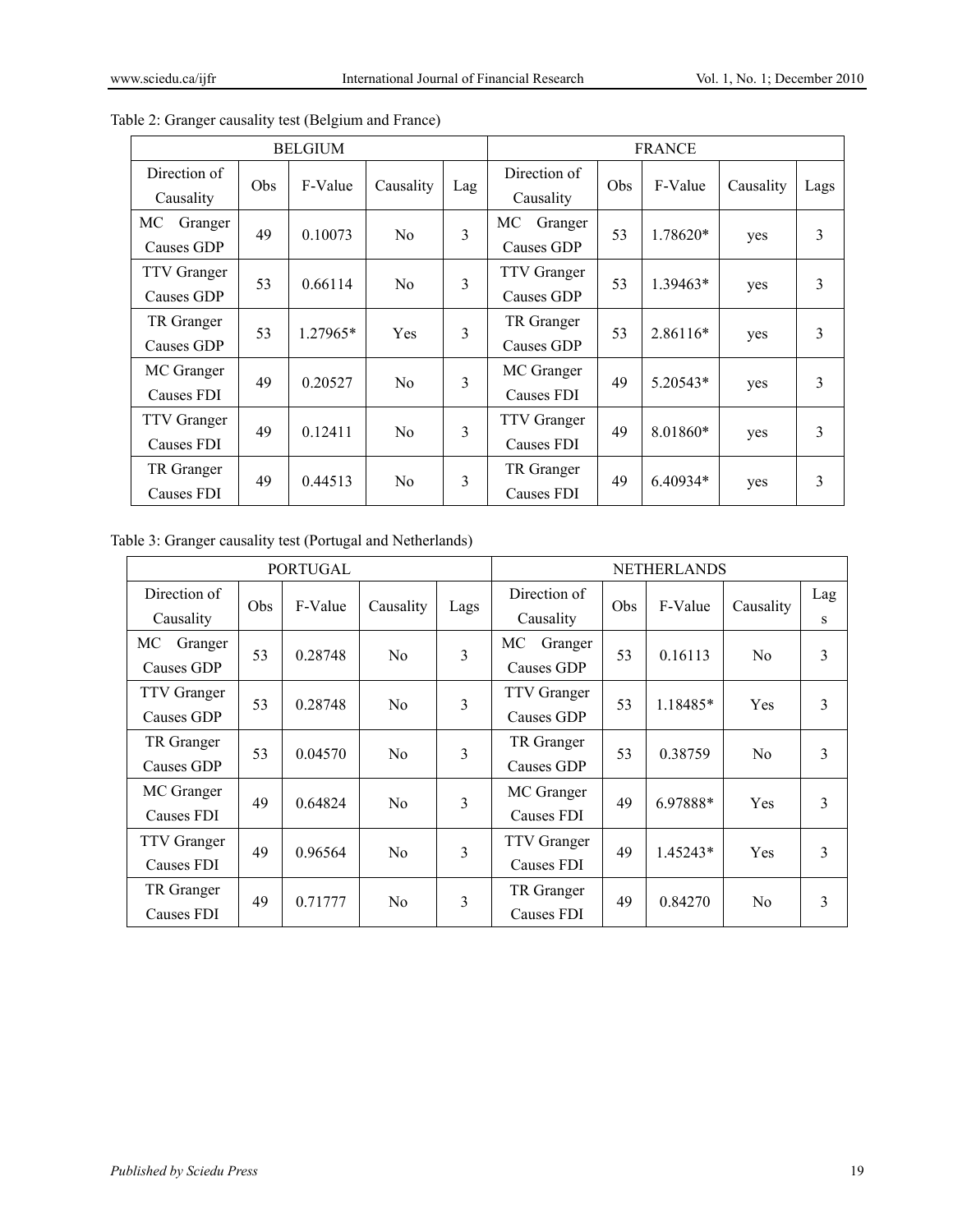Table 2: Granger causality test (Belgium and France)

| BELGIUM | | | | | FRANCE | | | | |
|---|---|---|---|---|---|---|---|---|---|
| Direction of Causality | Obs | F-Value | Causality | Lag | Direction of Causality | Obs | F-Value | Causality | Lags |
| MC Granger Causes GDP | 49 | 0.10073 | No | 3 | MC Granger Causes GDP | 53 | 1.78620* | yes | 3 |
| TTV Granger Causes GDP | 53 | 0.66114 | No | 3 | TTV Granger Causes GDP | 53 | 1.39463* | yes | 3 |
| TR Granger Causes GDP | 53 | 1.27965* | Yes | 3 | TR Granger Causes GDP | 53 | 2.86116* | yes | 3 |
| MC Granger Causes FDI | 49 | 0.20527 | No | 3 | MC Granger Causes FDI | 49 | 5.20543* | yes | 3 |
| TTV Granger Causes FDI | 49 | 0.12411 | No | 3 | TTV Granger Causes FDI | 49 | 8.01860* | yes | 3 |
| TR Granger Causes FDI | 49 | 0.44513 | No | 3 | TR Granger Causes FDI | 49 | 6.40934* | yes | 3 |

Table 3: Granger causality test (Portugal and Netherlands)

| PORTUGAL | | | | | NETHERLANDS | | | | |
|---|---|---|---|---|---|---|---|---|---|
| Direction of Causality | Obs | F-Value | Causality | Lags | Direction of Causality | Obs | F-Value | Causality | Lags |
| MC Granger Causes GDP | 53 | 0.28748 | No | 3 | MC Granger Causes GDP | 53 | 0.16113 | No | 3 |
| TTV Granger Causes GDP | 53 | 0.28748 | No | 3 | TTV Granger Causes GDP | 53 | 1.18485* | Yes | 3 |
| TR Granger Causes GDP | 53 | 0.04570 | No | 3 | TR Granger Causes GDP | 53 | 0.38759 | No | 3 |
| MC Granger Causes FDI | 49 | 0.64824 | No | 3 | MC Granger Causes FDI | 49 | 6.97888* | Yes | 3 |
| TTV Granger Causes FDI | 49 | 0.96564 | No | 3 | TTV Granger Causes FDI | 49 | 1.45243* | Yes | 3 |
| TR Granger Causes FDI | 49 | 0.71777 | No | 3 | TR Granger Causes FDI | 49 | 0.84270 | No | 3 |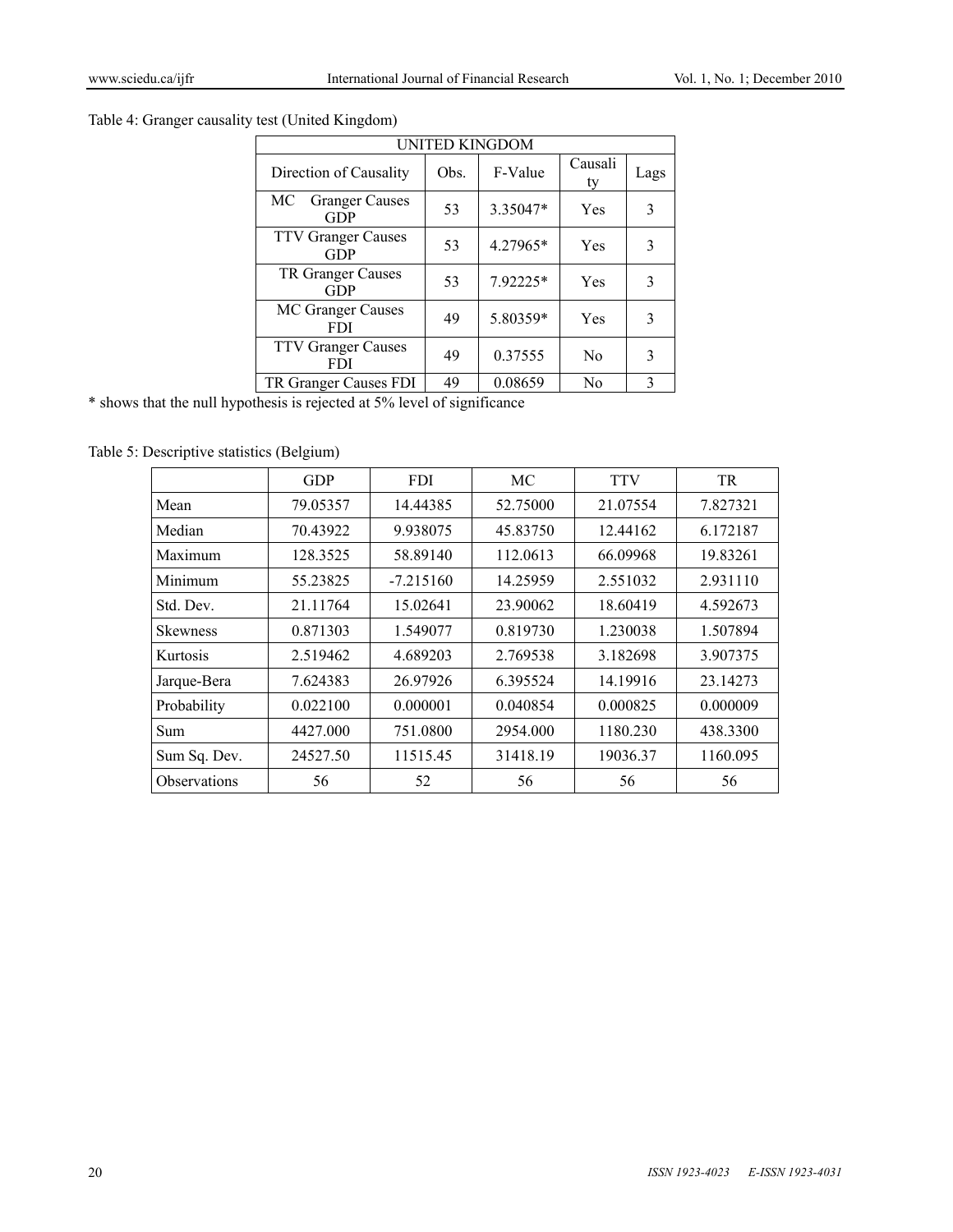Table 4: Granger causality test (United Kingdom)

| UNITED KINGDOM | | | | |
|---|---|---|---|---|
| Direction of Causality | Obs. | F-Value | Causality | Lags |
| MC Granger Causes GDP | 53 | 3.35047* | Yes | 3 |
| TTV Granger Causes GDP | 53 | 4.27965* | Yes | 3 |
| TR Granger Causes GDP | 53 | 7.92225* | Yes | 3 |
| MC Granger Causes FDI | 49 | 5.80359* | Yes | 3 |
| TTV Granger Causes FDI | 49 | 0.37555 | No | 3 |
| TR Granger Causes FDI | 49 | 0.08659 | No | 3 |

* shows that the null hypothesis is rejected at 5% level of significance

Table 5: Descriptive statistics (Belgium)

| | GDP | FDI | MC | TTV | TR |
|---|---|---|---|---|---|
| Mean | 79.05357 | 14.44385 | 52.75000 | 21.07554 | 7.827321 |
| Median | 70.43922 | 9.938075 | 45.83750 | 12.44162 | 6.172187 |
| Maximum | 128.3525 | 58.89140 | 112.0613 | 66.09968 | 19.83261 |
| Minimum | 55.23825 | -7.215160 | 14.25959 | 2.551032 | 2.931110 |
| Std. Dev. | 21.11764 | 15.02641 | 23.90062 | 18.60419 | 4.592673 |
| Skewness | 0.871303 | 1.549077 | 0.819730 | 1.230038 | 1.507894 |
| Kurtosis | 2.519462 | 4.689203 | 2.769538 | 3.182698 | 3.907375 |
| Jarque-Bera | 7.624383 | 26.97926 | 6.395524 | 14.19916 | 23.14273 |
| Probability | 0.022100 | 0.000001 | 0.040854 | 0.000825 | 0.000009 |
| Sum | 4427.000 | 751.0800 | 2954.000 | 1180.230 | 438.3300 |
| Sum Sq. Dev. | 24527.50 | 11515.45 | 31418.19 | 19036.37 | 1160.095 |
| Observations | 56 | 52 | 56 | 56 | 56 |